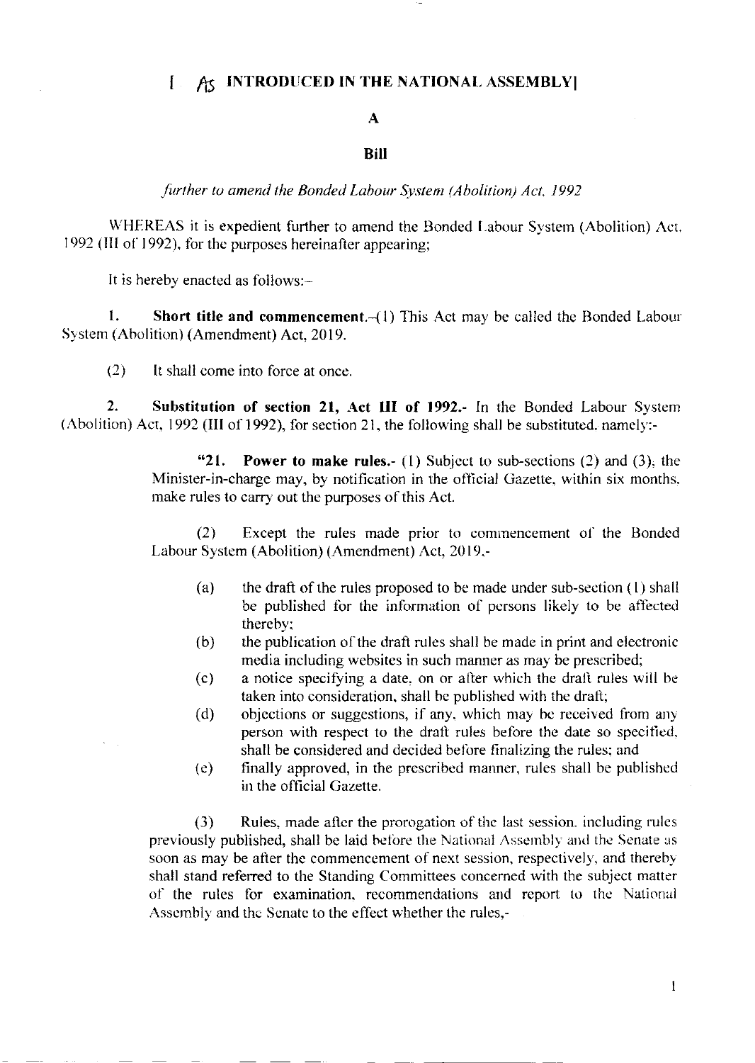**[ AS INTRODUCED IN THE NATIONAL ASSEMBLY]**

**A**

**Bill**

*further to amend the Bonded Labour System (Abolition) Act, 1992*

WHEREAS it is expedient further to amend the Bonded Labour System (Abolition) Act, 1992 (III of 1992), for the purposes hereinafter appearing;

It is hereby enacted as follows:-

**1. Short title and commencement.**-(1) This Act may be called the Bonded Labour System (Abolition) (Amendment) Act, 2019.

(2) It shall come into force at once.

**2. Substitution of section 21, Act III of 1992.**- In the Bonded Labour System (Abolition) Act, 1992 (III of 1992), for section 21, the following shall be substituted, namely:-

> "**21. Power to make rules.**- (1) Subject to sub-sections (2) and (3), the Minister-in-charge may, by notification in the official Gazette, within six months, make rules to carry out the purposes of this Act.
>
> (2) Except the rules made prior to commencement of the Bonded Labour System (Abolition) (Amendment) Act, 2019,-
>
> (a) the draft of the rules proposed to be made under sub-section (1) shall be published for the information of persons likely to be affected thereby;
>
> (b) the publication of the draft rules shall be made in print and electronic media including websites in such manner as may be prescribed;
>
> (c) a notice specifying a date, on or after which the draft rules will be taken into consideration, shall be published with the draft;
>
> (d) objections or suggestions, if any, which may be received from any person with respect to the draft rules before the date so specified, shall be considered and decided before finalizing the rules; and
>
> (e) finally approved, in the prescribed manner, rules shall be published in the official Gazette.
>
> (3) Rules, made after the prorogation of the last session, including rules previously published, shall be laid before the National Assembly and the Senate as soon as may be after the commencement of next session, respectively, and thereby shall stand referred to the Standing Committees concerned with the subject matter of the rules for examination, recommendations and report to the National Assembly and the Senate to the effect whether the rules,-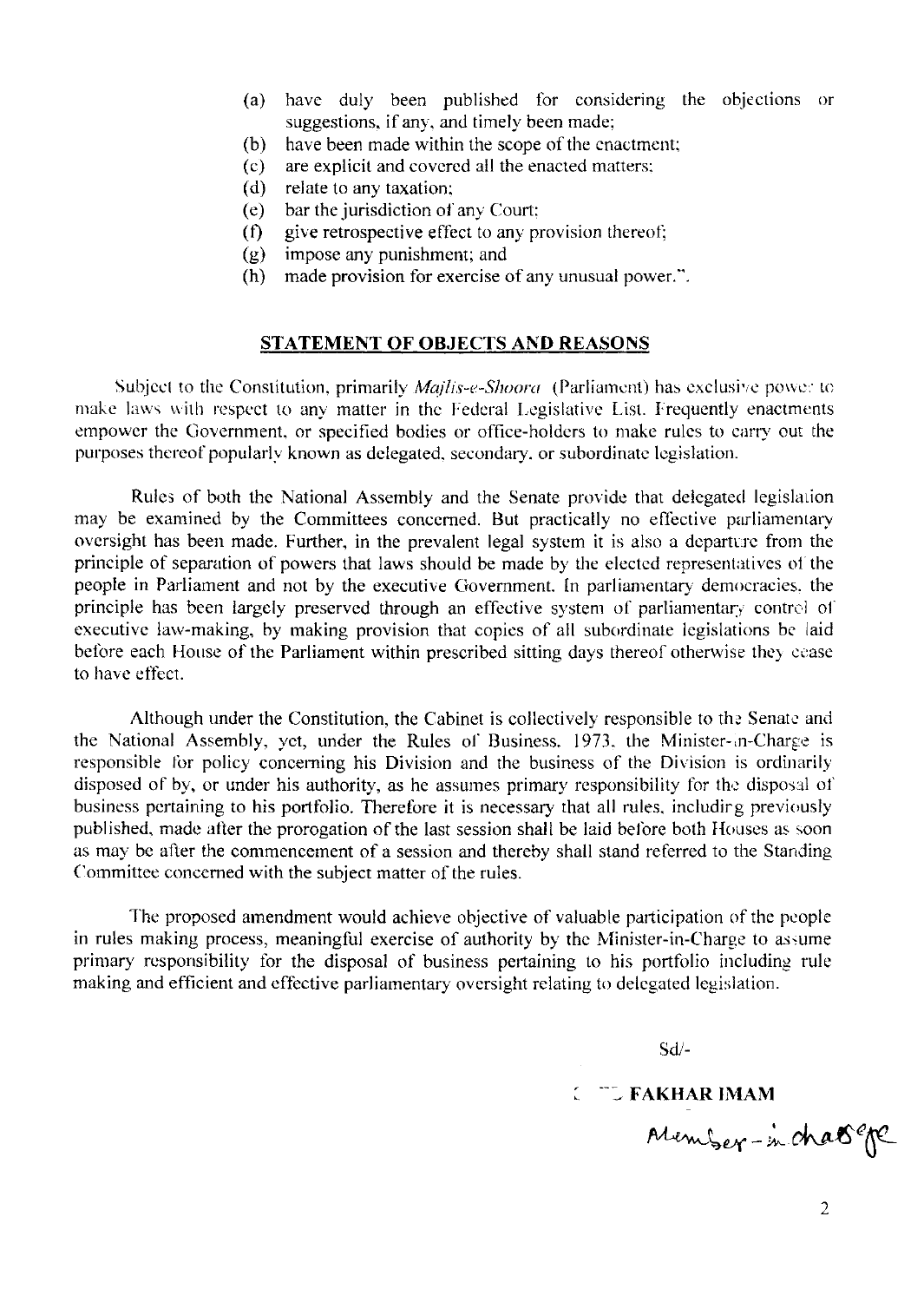(a) have duly been published for considering the objections or suggestions, if any, and timely been made;
(b) have been made within the scope of the enactment;
(c) are explicit and covered all the enacted matters;
(d) relate to any taxation;
(e) bar the jurisdiction of any Court;
(f) give retrospective effect to any provision thereof;
(g) impose any punishment; and
(h) made provision for exercise of any unusual power.".

## STATEMENT OF OBJECTS AND REASONS

Subject to the Constitution, primarily *Majlis-e-Shoora* (Parliament) has exclusive power to make laws with respect to any matter in the Federal Legislative List. Frequently enactments empower the Government, or specified bodies or office-holders to make rules to carry out the purposes thereof popularly known as delegated, secondary, or subordinate legislation.

Rules of both the National Assembly and the Senate provide that delegated legislation may be examined by the Committees concerned. But practically no effective parliamentary oversight has been made. Further, in the prevalent legal system it is also a departure from the principle of separation of powers that laws should be made by the elected representatives of the people in Parliament and not by the executive Government. In parliamentary democracies, the principle has been largely preserved through an effective system of parliamentary control of executive law-making, by making provision that copies of all subordinate legislations be laid before each House of the Parliament within prescribed sitting days thereof otherwise they cease to have effect.

Although under the Constitution, the Cabinet is collectively responsible to the Senate and the National Assembly, yet, under the Rules of Business, 1973, the Minister-in-Charge is responsible for policy concerning his Division and the business of the Division is ordinarily disposed of by, or under his authority, as he assumes primary responsibility for the disposal of business pertaining to his portfolio. Therefore it is necessary that all rules, including previously published, made after the prorogation of the last session shall be laid before both Houses as soon as may be after the commencement of a session and thereby shall stand referred to the Standing Committee concerned with the subject matter of the rules.

The proposed amendment would achieve objective of valuable participation of the people in rules making process, meaningful exercise of authority by the Minister-in-Charge to assume primary responsibility for the disposal of business pertaining to his portfolio including rule making and efficient and effective parliamentary oversight relating to delegated legislation.

Sd/-

**FAKHAR IMAM**

Member-in-charge